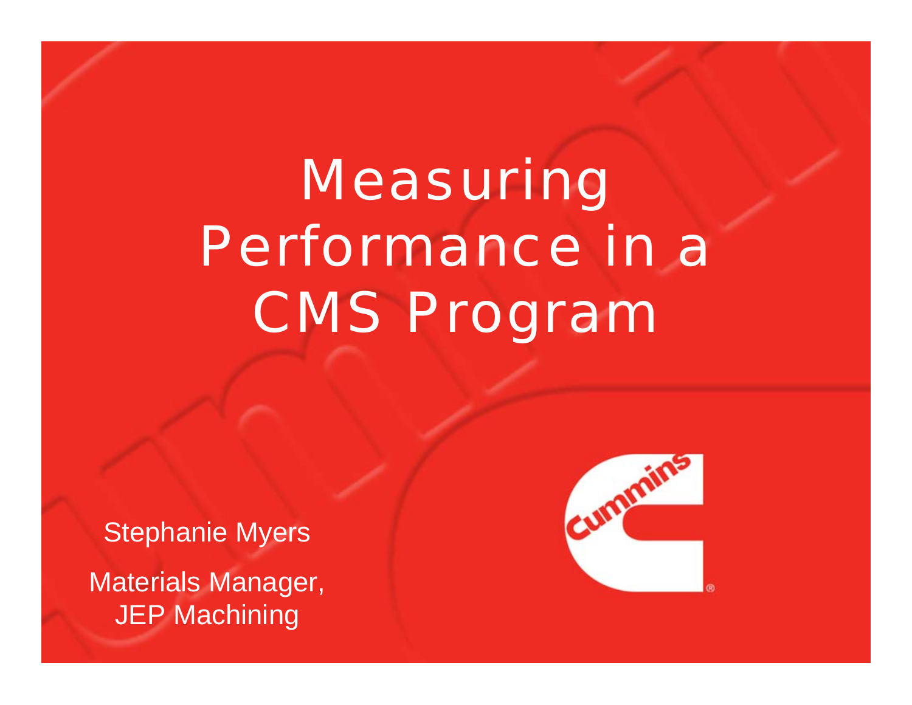# Measuring Performance in a CMS Program

Stephanie Myers

Materials Manager, JEP Machining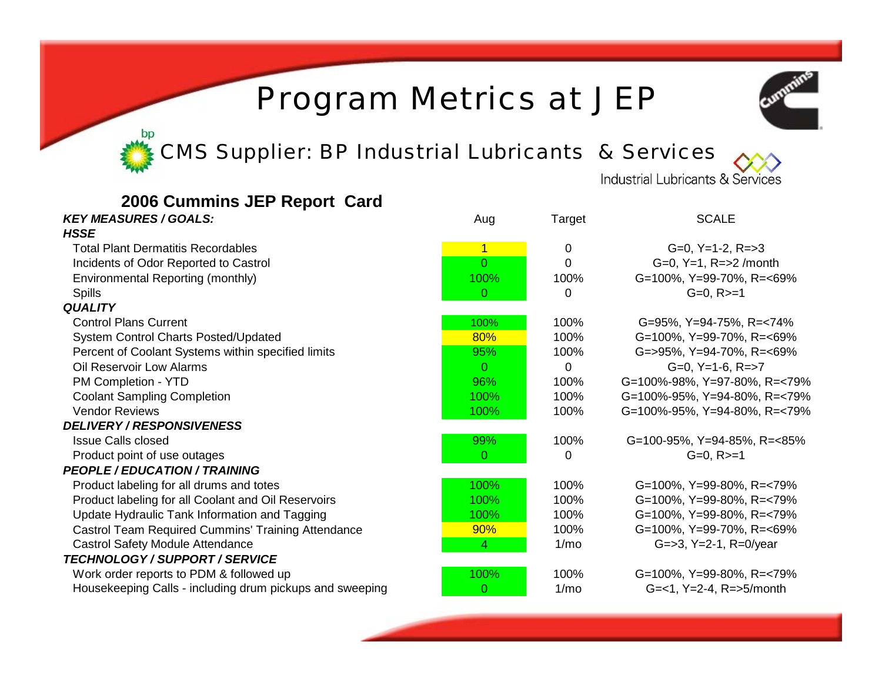# Program Metrics at JEP

## CMS Supplier: BP Industrial Lubricants & Services

Industrial Lubricants & Services

### 2006 Cummins JEP Report Card

| *KEY MEASURES / GOALS:* | Aug | Target | SCALE |
|---|---|---|---|
| ***HSSE*** | | | |
| Total Plant Dermatitis Recordables | 1 | 0 | G=0, Y=1-2, R=>3 |
| Incidents of Odor Reported to Castrol | 0 | 0 | G=0, Y=1, R=>2 /month |
| Environmental Reporting (monthly) | 100% | 100% | G=100%, Y=99-70%, R=<69% |
| Spills | 0 | 0 | G=0, R>=1 |
| ***QUALITY*** | | | |
| Control Plans Current | 100% | 100% | G=95%, Y=94-75%, R=<74% |
| System Control Charts Posted/Updated | 80% | 100% | G=100%, Y=99-70%, R=<69% |
| Percent of Coolant Systems within specified limits | 95% | 100% | G=>95%, Y=94-70%, R=<69% |
| Oil Reservoir Low Alarms | 0 | 0 | G=0, Y=1-6, R=>7 |
| PM Completion - YTD | 96% | 100% | G=100%-98%, Y=97-80%, R=<79% |
| Coolant Sampling Completion | 100% | 100% | G=100%-95%, Y=94-80%, R=<79% |
| Vendor Reviews | 100% | 100% | G=100%-95%, Y=94-80%, R=<79% |
| ***DELIVERY / RESPONSIVENESS*** | | | |
| Issue Calls closed | 99% | 100% | G=100-95%, Y=94-85%, R=<85% |
| Product point of use outages | 0 | 0 | G=0, R>=1 |
| ***PEOPLE / EDUCATION / TRAINING*** | | | |
| Product labeling for all drums and totes | 100% | 100% | G=100%, Y=99-80%, R=<79% |
| Product labeling for all Coolant and Oil Reservoirs | 100% | 100% | G=100%, Y=99-80%, R=<79% |
| Update Hydraulic Tank Information and Tagging | 100% | 100% | G=100%, Y=99-80%, R=<79% |
| Castrol Team Required Cummins' Training Attendance | 90% | 100% | G=100%, Y=99-70%, R=<69% |
| Castrol Safety Module Attendance | 4 | 1/mo | G=>3, Y=2-1, R=0/year |
| ***TECHNOLOGY / SUPPORT / SERVICE*** | | | |
| Work order reports to PDM & followed up | 100% | 100% | G=100%, Y=99-80%, R=<79% |
| Housekeeping Calls - including drum pickups and sweeping | 0 | 1/mo | G=<1, Y=2-4, R=>5/month |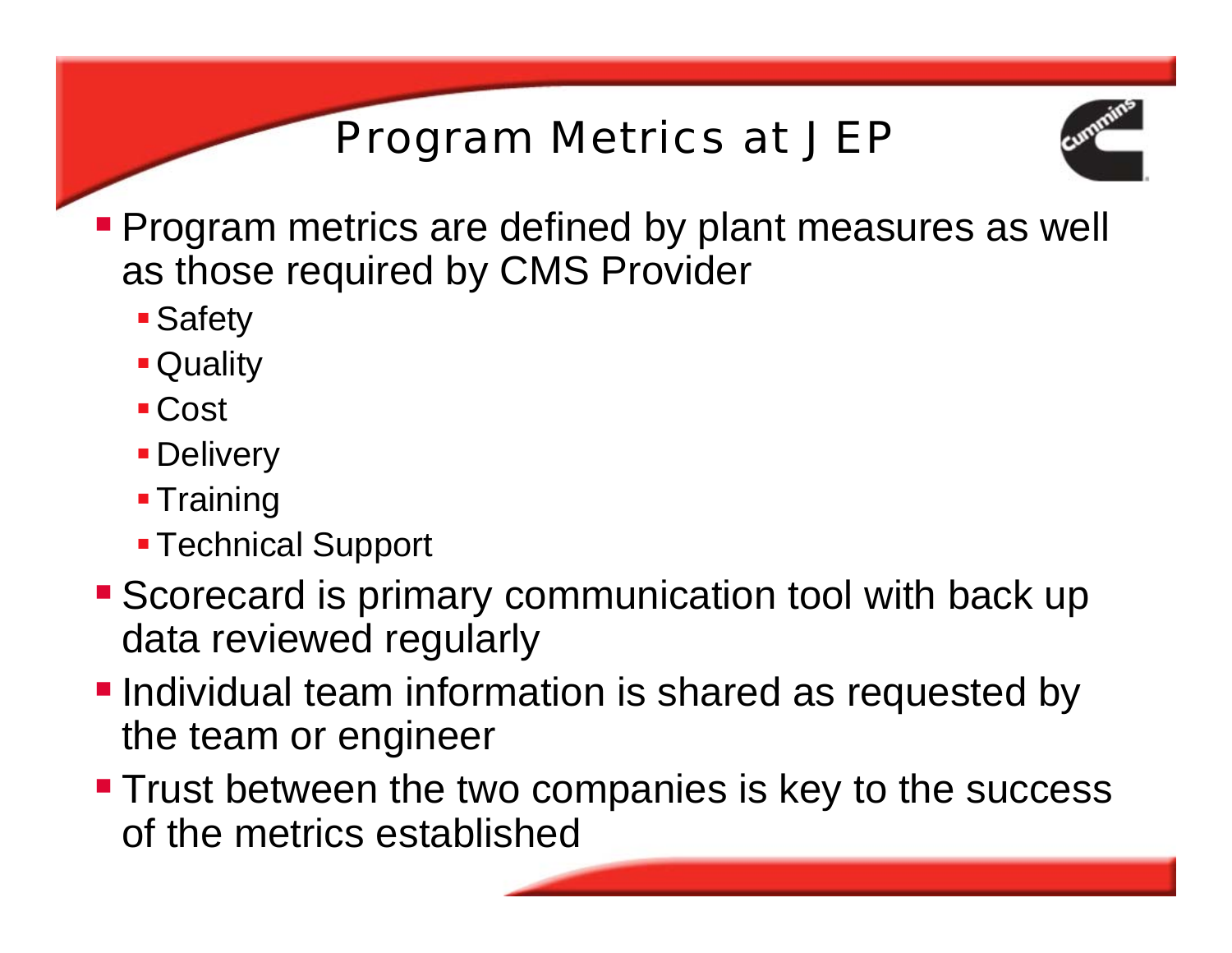# Program Metrics at JEP

- Program metrics are defined by plant measures as well as those required by CMS Provider
  - Safety
  - Quality
  - Cost
  - Delivery
  - Training
  - Technical Support
- Scorecard is primary communication tool with back up data reviewed regularly
- Individual team information is shared as requested by the team or engineer
- Trust between the two companies is key to the success of the metrics established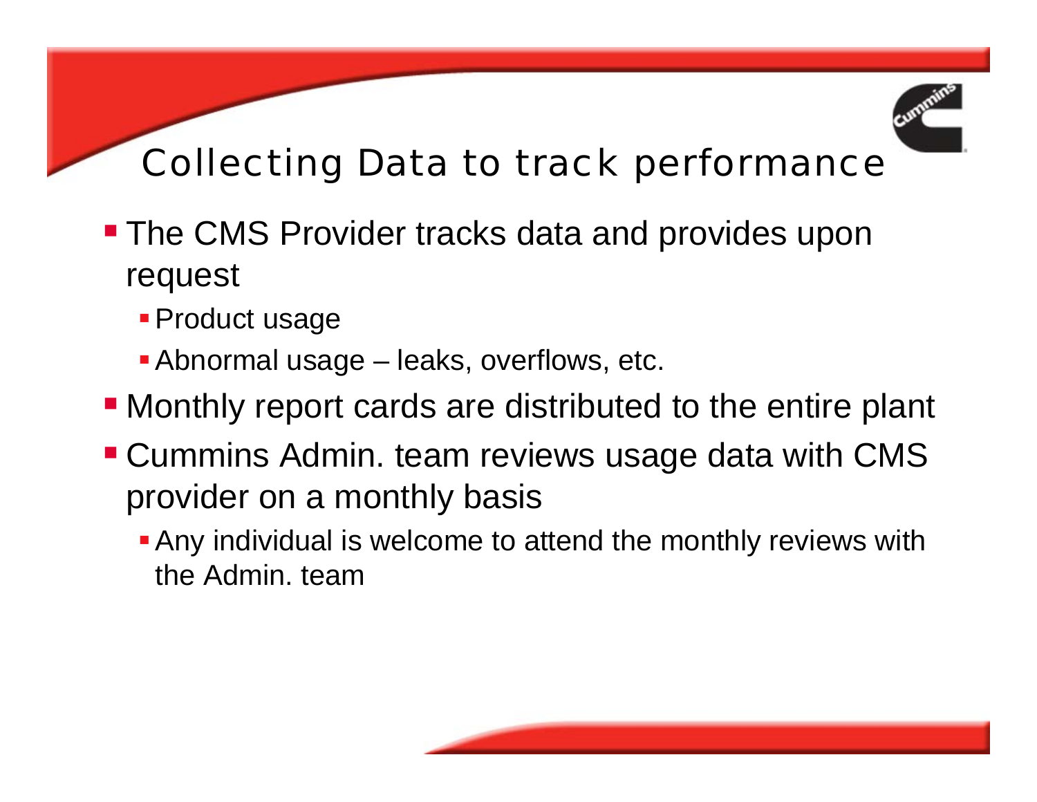# Collecting Data to track performance

- The CMS Provider tracks data and provides upon request
  - Product usage
  - Abnormal usage – leaks, overflows, etc.
- Monthly report cards are distributed to the entire plant
- Cummins Admin. team reviews usage data with CMS provider on a monthly basis
  - Any individual is welcome to attend the monthly reviews with the Admin. team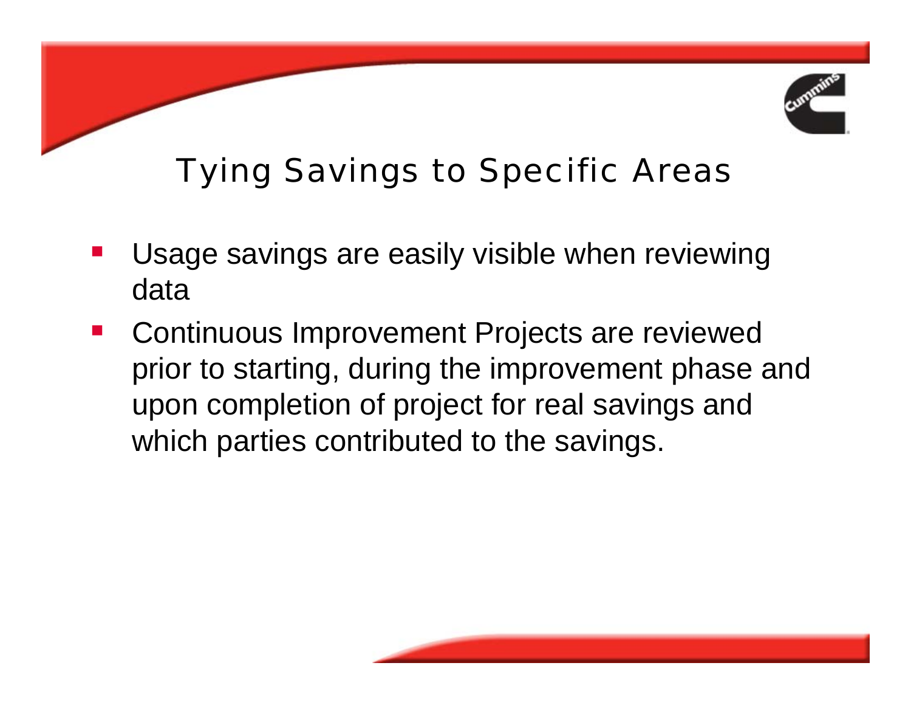# Tying Savings to Specific Areas

- Usage savings are easily visible when reviewing data
- Continuous Improvement Projects are reviewed prior to starting, during the improvement phase and upon completion of project for real savings and which parties contributed to the savings.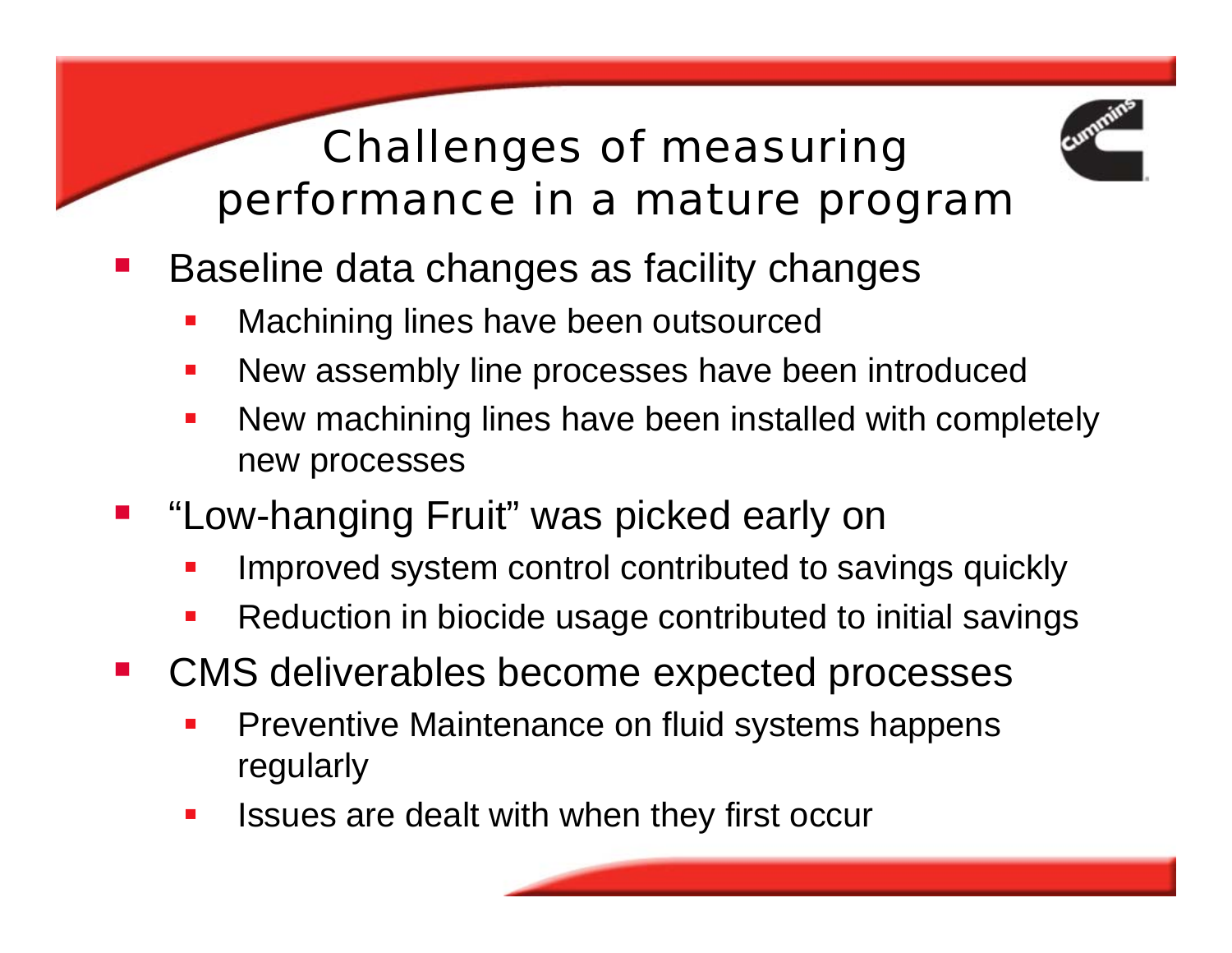# Challenges of measuring performance in a mature program

- Baseline data changes as facility changes
  - Machining lines have been outsourced
  - New assembly line processes have been introduced
  - New machining lines have been installed with completely new processes
- "Low-hanging Fruit" was picked early on
  - Improved system control contributed to savings quickly
  - Reduction in biocide usage contributed to initial savings
- CMS deliverables become expected processes
  - Preventive Maintenance on fluid systems happens regularly
  - Issues are dealt with when they first occur